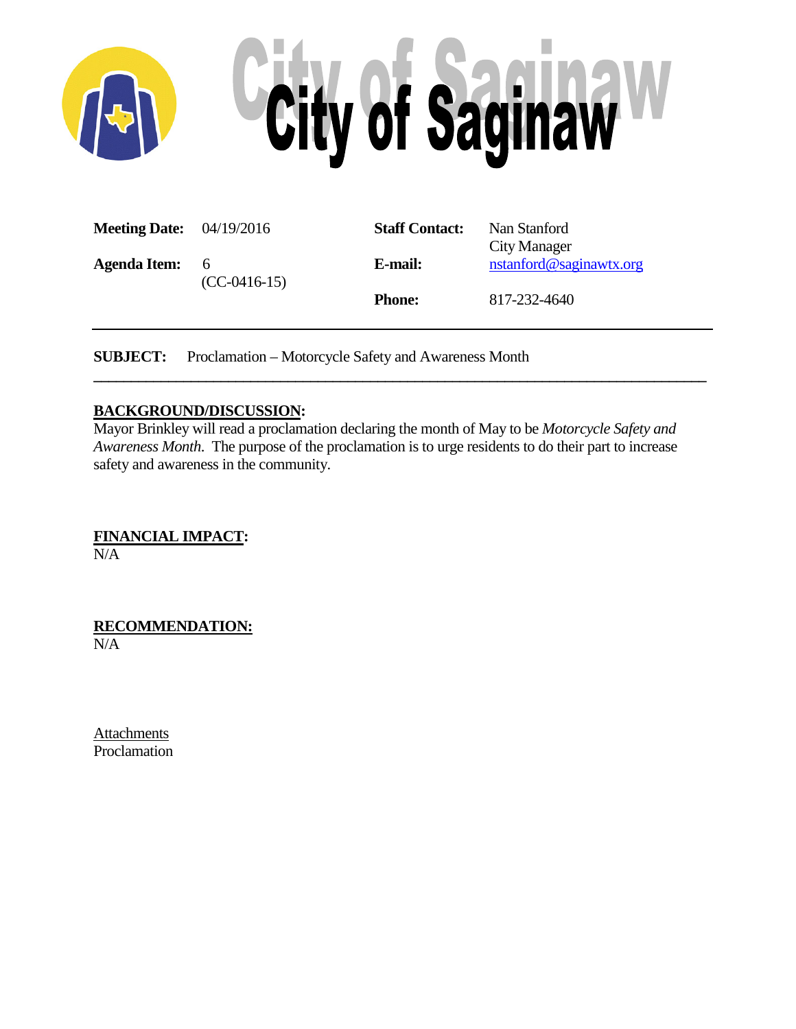# City of Saginaw

| | | | |
|---|---|---|---|
| **Meeting Date:** | 04/19/2016 | **Staff Contact:** | Nan Stanford<br>City Manager |
| **Agenda Item:** | 6<br>(CC-0416-15) | **E-mail:** | nstanford@saginawtx.org |
| | | **Phone:** | 817-232-4640 |

---

**SUBJECT:** Proclamation – Motorcycle Safety and Awareness Month

---

**BACKGROUND/DISCUSSION:**

Mayor Brinkley will read a proclamation declaring the month of May to be *Motorcycle Safety and Awareness Month*. The purpose of the proclamation is to urge residents to do their part to increase safety and awareness in the community.

**FINANCIAL IMPACT:**

N/A

**RECOMMENDATION:**

N/A

Attachments

Proclamation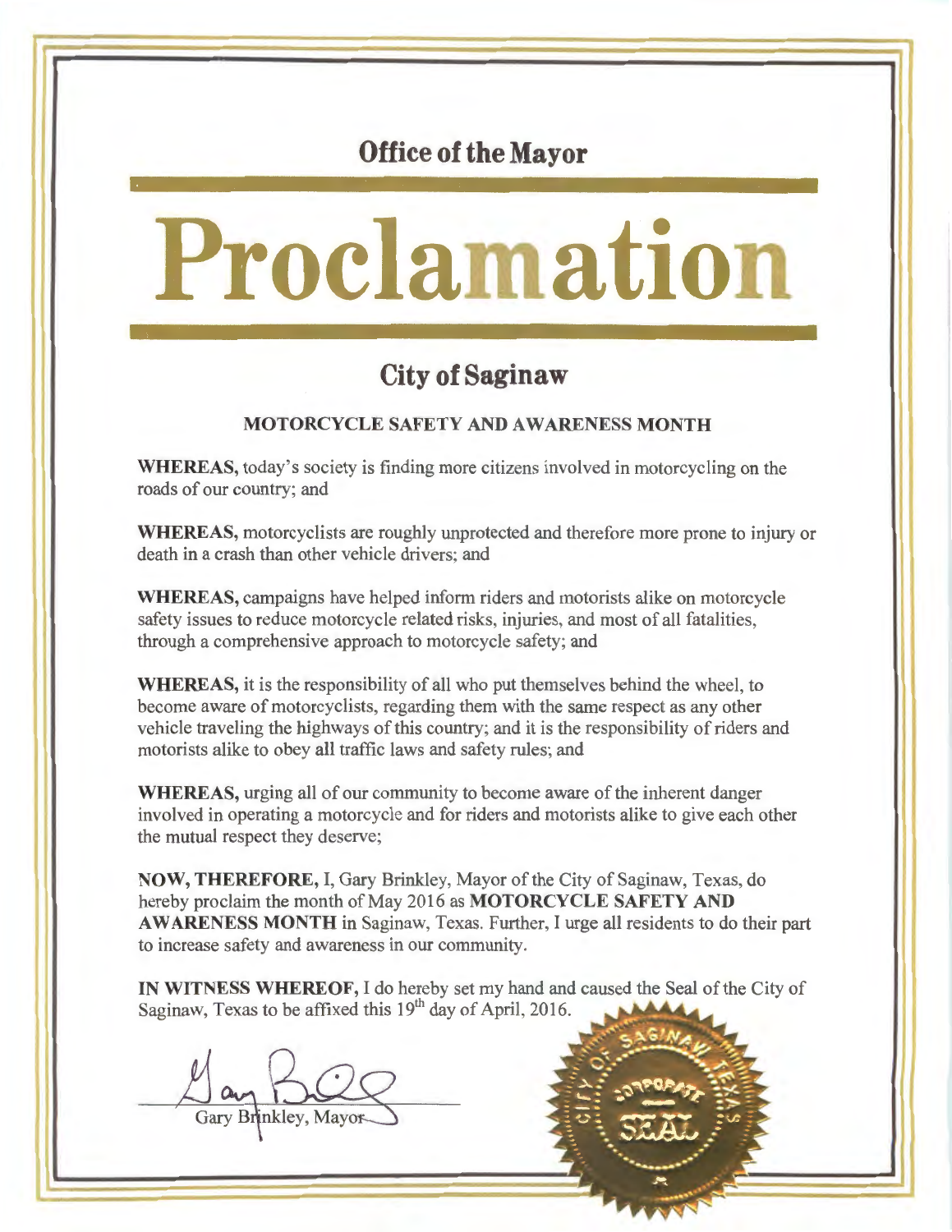## Office of the Mayor

# Proclamation

## City of Saginaw

**MOTORCYCLE SAFETY AND AWARENESS MONTH**

**WHEREAS,** today's society is finding more citizens involved in motorcycling on the roads of our country; and

**WHEREAS,** motorcyclists are roughly unprotected and therefore more prone to injury or death in a crash than other vehicle drivers; and

**WHEREAS,** campaigns have helped inform riders and motorists alike on motorcycle safety issues to reduce motorcycle related risks, injuries, and most of all fatalities, through a comprehensive approach to motorcycle safety; and

**WHEREAS,** it is the responsibility of all who put themselves behind the wheel, to become aware of motorcyclists, regarding them with the same respect as any other vehicle traveling the highways of this country; and it is the responsibility of riders and motorists alike to obey all traffic laws and safety rules; and

**WHEREAS,** urging all of our community to become aware of the inherent danger involved in operating a motorcycle and for riders and motorists alike to give each other the mutual respect they deserve;

**NOW, THEREFORE,** I, Gary Brinkley, Mayor of the City of Saginaw, Texas, do hereby proclaim the month of May 2016 as **MOTORCYCLE SAFETY AND AWARENESS MONTH** in Saginaw, Texas. Further, I urge all residents to do their part to increase safety and awareness in our community.

**IN WITNESS WHEREOF,** I do hereby set my hand and caused the Seal of the City of Saginaw, Texas to be affixed this 19th day of April, 2016.

Gary Brinkley, Mayor

CITY OF SAGINAW TEXAS CORPORATE SEAL